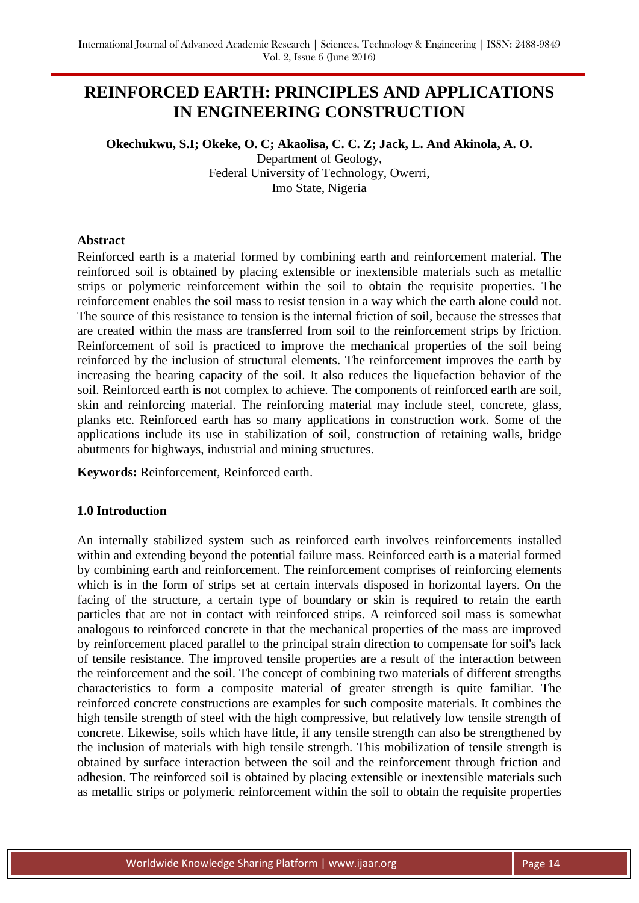# REINFORCED EARTH: PRINCIPLES AND APPLICATIONS IN ENGINEERING CONSTRUCTION

**Okechukwu, S.I; Okeke, O. C; Akaolisa, C. C. Z; Jack, L. And Akinola, A. O.**

Department of Geology,
Federal University of Technology, Owerri,
Imo State, Nigeria

## Abstract

Reinforced earth is a material formed by combining earth and reinforcement material. The reinforced soil is obtained by placing extensible or inextensible materials such as metallic strips or polymeric reinforcement within the soil to obtain the requisite properties. The reinforcement enables the soil mass to resist tension in a way which the earth alone could not. The source of this resistance to tension is the internal friction of soil, because the stresses that are created within the mass are transferred from soil to the reinforcement strips by friction. Reinforcement of soil is practiced to improve the mechanical properties of the soil being reinforced by the inclusion of structural elements. The reinforcement improves the earth by increasing the bearing capacity of the soil. It also reduces the liquefaction behavior of the soil. Reinforced earth is not complex to achieve. The components of reinforced earth are soil, skin and reinforcing material. The reinforcing material may include steel, concrete, glass, planks etc. Reinforced earth has so many applications in construction work. Some of the applications include its use in stabilization of soil, construction of retaining walls, bridge abutments for highways, industrial and mining structures.

**Keywords:** Reinforcement, Reinforced earth.

## 1.0 Introduction

An internally stabilized system such as reinforced earth involves reinforcements installed within and extending beyond the potential failure mass. Reinforced earth is a material formed by combining earth and reinforcement. The reinforcement comprises of reinforcing elements which is in the form of strips set at certain intervals disposed in horizontal layers. On the facing of the structure, a certain type of boundary or skin is required to retain the earth particles that are not in contact with reinforced strips. A reinforced soil mass is somewhat analogous to reinforced concrete in that the mechanical properties of the mass are improved by reinforcement placed parallel to the principal strain direction to compensate for soil's lack of tensile resistance. The improved tensile properties are a result of the interaction between the reinforcement and the soil. The concept of combining two materials of different strengths characteristics to form a composite material of greater strength is quite familiar. The reinforced concrete constructions are examples for such composite materials. It combines the high tensile strength of steel with the high compressive, but relatively low tensile strength of concrete. Likewise, soils which have little, if any tensile strength can also be strengthened by the inclusion of materials with high tensile strength. This mobilization of tensile strength is obtained by surface interaction between the soil and the reinforcement through friction and adhesion. The reinforced soil is obtained by placing extensible or inextensible materials such as metallic strips or polymeric reinforcement within the soil to obtain the requisite properties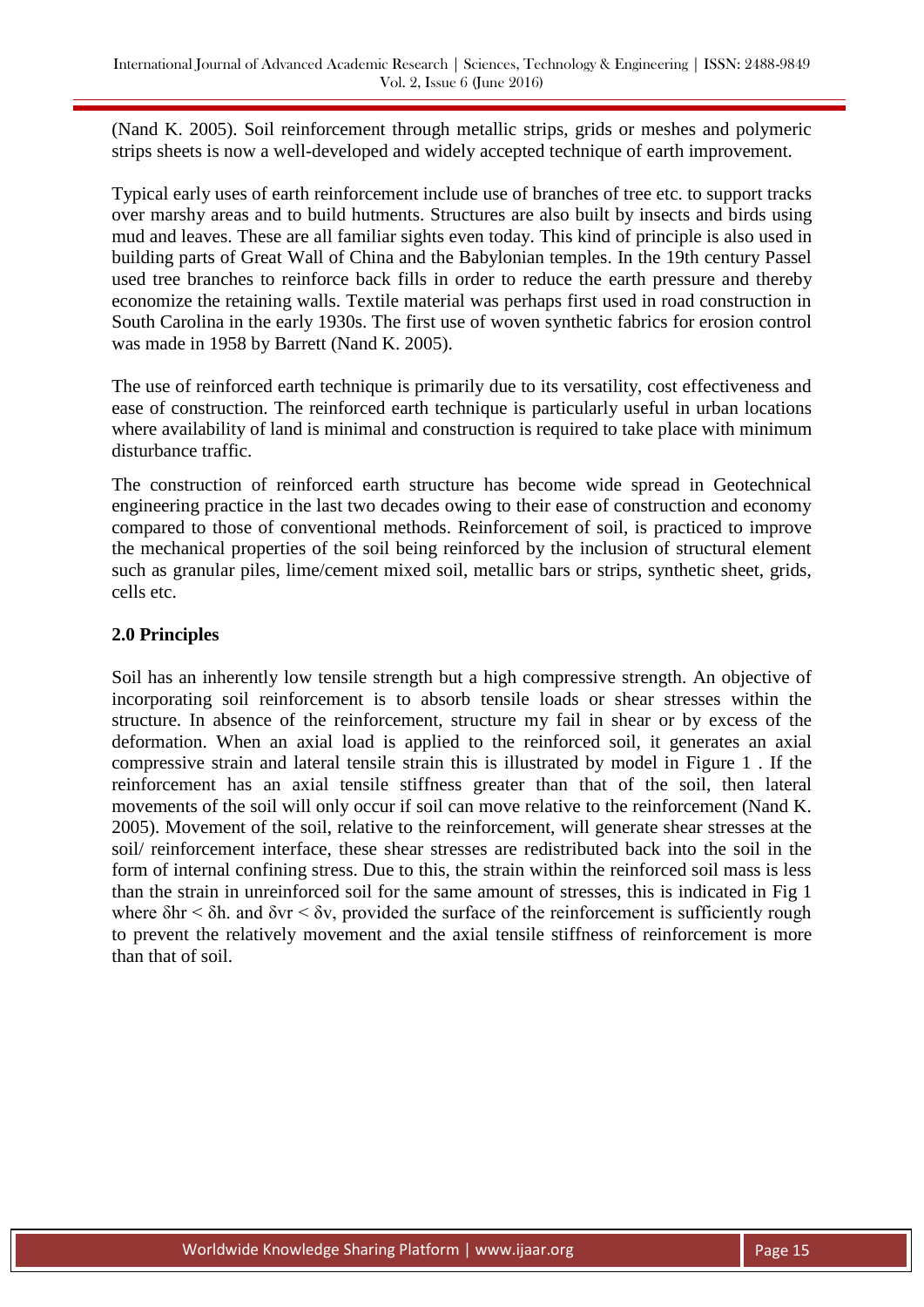(Nand K. 2005). Soil reinforcement through metallic strips, grids or meshes and polymeric strips sheets is now a well-developed and widely accepted technique of earth improvement.

Typical early uses of earth reinforcement include use of branches of tree etc. to support tracks over marshy areas and to build hutments. Structures are also built by insects and birds using mud and leaves. These are all familiar sights even today. This kind of principle is also used in building parts of Great Wall of China and the Babylonian temples. In the 19th century Passel used tree branches to reinforce back fills in order to reduce the earth pressure and thereby economize the retaining walls. Textile material was perhaps first used in road construction in South Carolina in the early 1930s. The first use of woven synthetic fabrics for erosion control was made in 1958 by Barrett (Nand K. 2005).

The use of reinforced earth technique is primarily due to its versatility, cost effectiveness and ease of construction. The reinforced earth technique is particularly useful in urban locations where availability of land is minimal and construction is required to take place with minimum disturbance traffic.

The construction of reinforced earth structure has become wide spread in Geotechnical engineering practice in the last two decades owing to their ease of construction and economy compared to those of conventional methods. Reinforcement of soil, is practiced to improve the mechanical properties of the soil being reinforced by the inclusion of structural element such as granular piles, lime/cement mixed soil, metallic bars or strips, synthetic sheet, grids, cells etc.

## 2.0 Principles

Soil has an inherently low tensile strength but a high compressive strength. An objective of incorporating soil reinforcement is to absorb tensile loads or shear stresses within the structure. In absence of the reinforcement, structure my fail in shear or by excess of the deformation. When an axial load is applied to the reinforced soil, it generates an axial compressive strain and lateral tensile strain this is illustrated by model in Figure 1 . If the reinforcement has an axial tensile stiffness greater than that of the soil, then lateral movements of the soil will only occur if soil can move relative to the reinforcement (Nand K. 2005). Movement of the soil, relative to the reinforcement, will generate shear stresses at the soil/ reinforcement interface, these shear stresses are redistributed back into the soil in the form of internal confining stress. Due to this, the strain within the reinforced soil mass is less than the strain in unreinforced soil for the same amount of stresses, this is indicated in Fig 1 where $\delta hr < \delta h$. and $\delta vr < \delta v$, provided the surface of the reinforcement is sufficiently rough to prevent the relatively movement and the axial tensile stiffness of reinforcement is more than that of soil.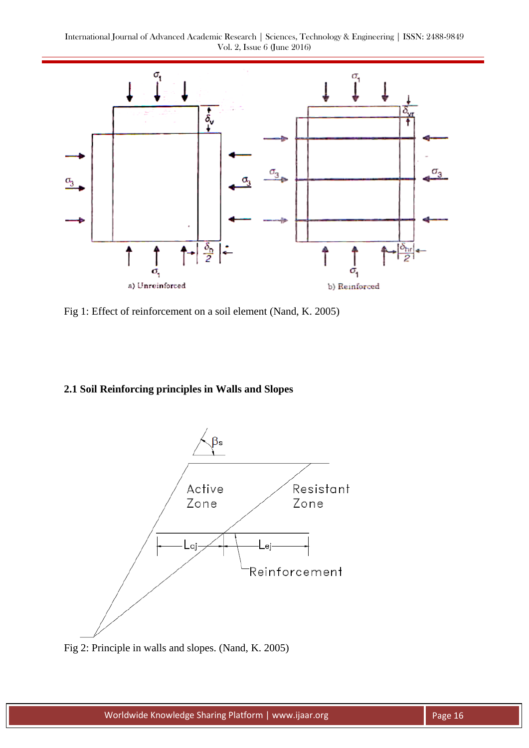Fig 1: Effect of reinforcement on a soil element (Nand, K. 2005)

### 2.1 Soil Reinforcing principles in Walls and Slopes

Fig 2: Principle in walls and slopes. (Nand, K. 2005)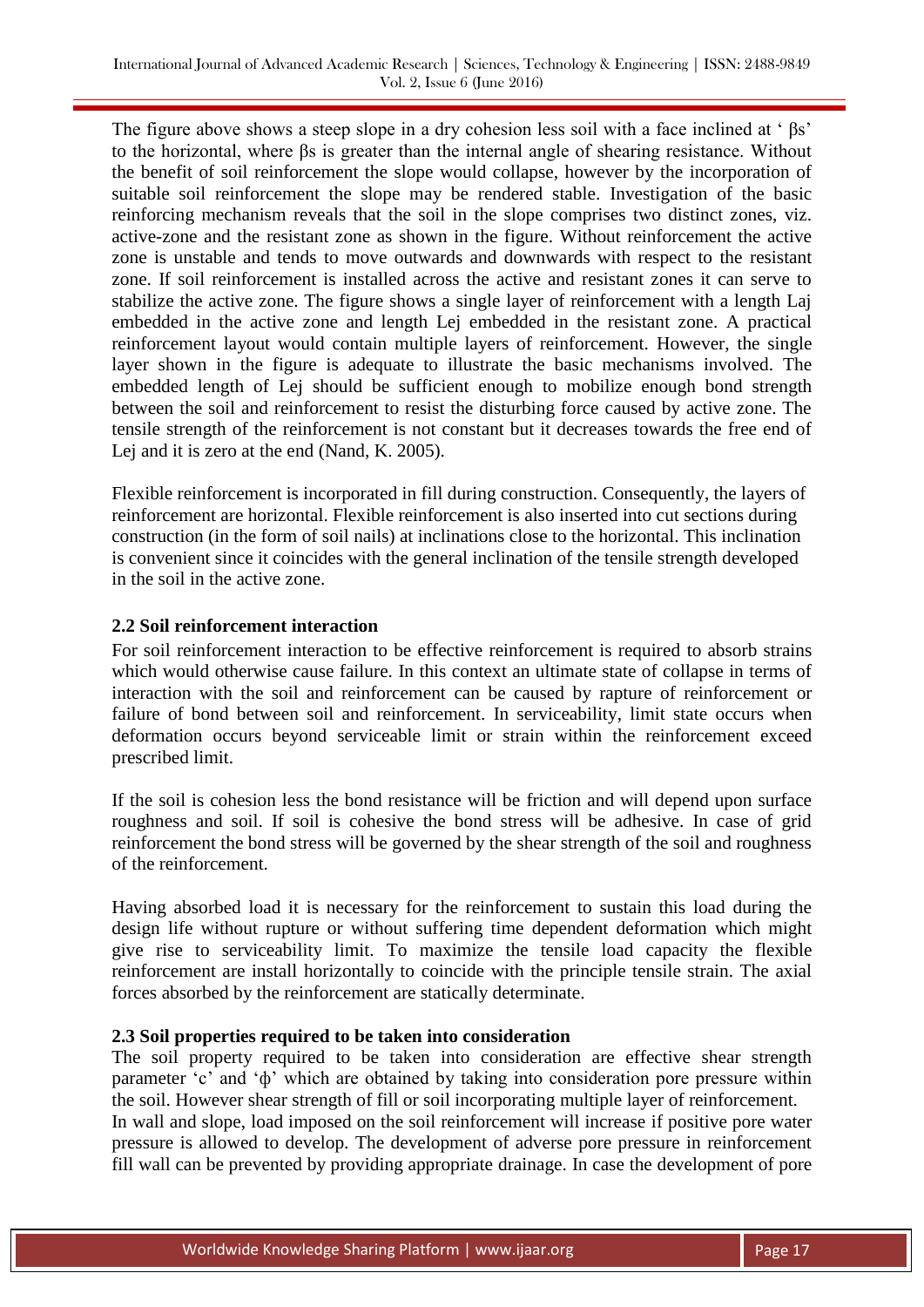The figure above shows a steep slope in a dry cohesion less soil with a face inclined at ' $\beta s$' to the horizontal, where $\beta s$ is greater than the internal angle of shearing resistance. Without the benefit of soil reinforcement the slope would collapse, however by the incorporation of suitable soil reinforcement the slope may be rendered stable. Investigation of the basic reinforcing mechanism reveals that the soil in the slope comprises two distinct zones, viz. active-zone and the resistant zone as shown in the figure. Without reinforcement the active zone is unstable and tends to move outwards and downwards with respect to the resistant zone. If soil reinforcement is installed across the active and resistant zones it can serve to stabilize the active zone. The figure shows a single layer of reinforcement with a length Laj embedded in the active zone and length Lej embedded in the resistant zone. A practical reinforcement layout would contain multiple layers of reinforcement. However, the single layer shown in the figure is adequate to illustrate the basic mechanisms involved. The embedded length of Lej should be sufficient enough to mobilize enough bond strength between the soil and reinforcement to resist the disturbing force caused by active zone. The tensile strength of the reinforcement is not constant but it decreases towards the free end of Lej and it is zero at the end (Nand, K. 2005).

Flexible reinforcement is incorporated in fill during construction. Consequently, the layers of reinforcement are horizontal. Flexible reinforcement is also inserted into cut sections during construction (in the form of soil nails) at inclinations close to the horizontal. This inclination is convenient since it coincides with the general inclination of the tensile strength developed in the soil in the active zone.

### 2.2 Soil reinforcement interaction

For soil reinforcement interaction to be effective reinforcement is required to absorb strains which would otherwise cause failure. In this context an ultimate state of collapse in terms of interaction with the soil and reinforcement can be caused by rapture of reinforcement or failure of bond between soil and reinforcement. In serviceability, limit state occurs when deformation occurs beyond serviceable limit or strain within the reinforcement exceed prescribed limit.

If the soil is cohesion less the bond resistance will be friction and will depend upon surface roughness and soil. If soil is cohesive the bond stress will be adhesive. In case of grid reinforcement the bond stress will be governed by the shear strength of the soil and roughness of the reinforcement.

Having absorbed load it is necessary for the reinforcement to sustain this load during the design life without rupture or without suffering time dependent deformation which might give rise to serviceability limit. To maximize the tensile load capacity the flexible reinforcement are install horizontally to coincide with the principle tensile strain. The axial forces absorbed by the reinforcement are statically determinate.

### 2.3 Soil properties required to be taken into consideration

The soil property required to be taken into consideration are effective shear strength parameter 'c' and 'ϕ' which are obtained by taking into consideration pore pressure within the soil. However shear strength of fill or soil incorporating multiple layer of reinforcement.
In wall and slope, load imposed on the soil reinforcement will increase if positive pore water pressure is allowed to develop. The development of adverse pore pressure in reinforcement fill wall can be prevented by providing appropriate drainage. In case the development of pore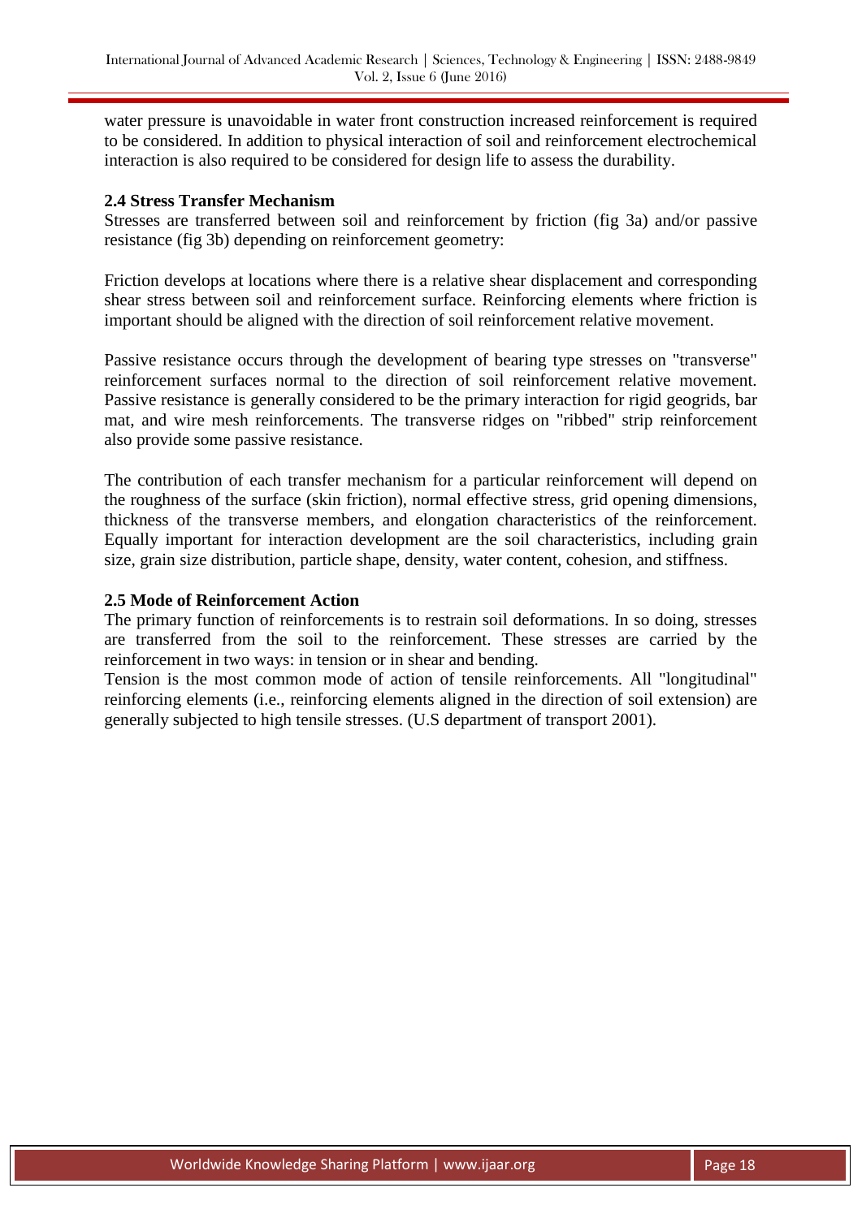water pressure is unavoidable in water front construction increased reinforcement is required to be considered. In addition to physical interaction of soil and reinforcement electrochemical interaction is also required to be considered for design life to assess the durability.

### 2.4 Stress Transfer Mechanism

Stresses are transferred between soil and reinforcement by friction (fig 3a) and/or passive resistance (fig 3b) depending on reinforcement geometry:

Friction develops at locations where there is a relative shear displacement and corresponding shear stress between soil and reinforcement surface. Reinforcing elements where friction is important should be aligned with the direction of soil reinforcement relative movement.

Passive resistance occurs through the development of bearing type stresses on "transverse" reinforcement surfaces normal to the direction of soil reinforcement relative movement. Passive resistance is generally considered to be the primary interaction for rigid geogrids, bar mat, and wire mesh reinforcements. The transverse ridges on "ribbed" strip reinforcement also provide some passive resistance.

The contribution of each transfer mechanism for a particular reinforcement will depend on the roughness of the surface (skin friction), normal effective stress, grid opening dimensions, thickness of the transverse members, and elongation characteristics of the reinforcement. Equally important for interaction development are the soil characteristics, including grain size, grain size distribution, particle shape, density, water content, cohesion, and stiffness.

### 2.5 Mode of Reinforcement Action

The primary function of reinforcements is to restrain soil deformations. In so doing, stresses are transferred from the soil to the reinforcement. These stresses are carried by the reinforcement in two ways: in tension or in shear and bending.

Tension is the most common mode of action of tensile reinforcements. All "longitudinal" reinforcing elements (i.e., reinforcing elements aligned in the direction of soil extension) are generally subjected to high tensile stresses. (U.S department of transport 2001).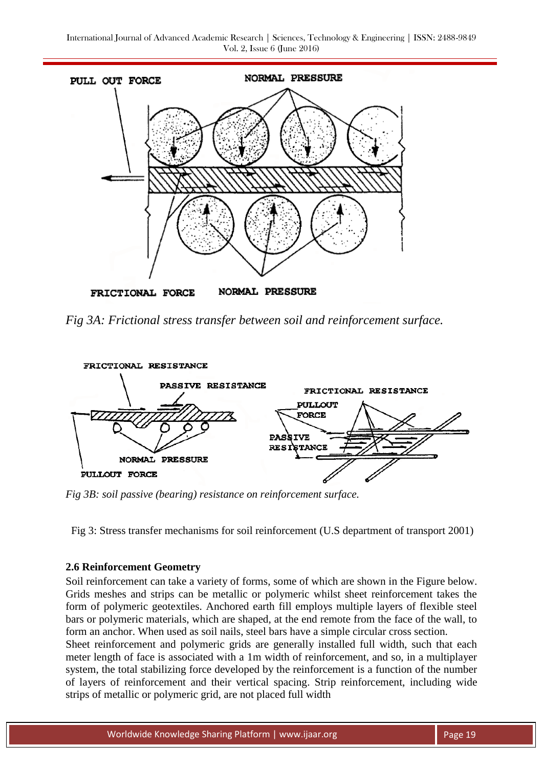PULL OUT FORCE

NORMAL PRESSURE

FRICTIONAL FORCE

NORMAL PRESSURE

*Fig 3A: Frictional stress transfer between soil and reinforcement surface.*

FRICTIONAL RESISTANCE

PASSIVE RESISTANCE

NORMAL PRESSURE

PULLOUT FORCE

FRICTIONAL RESISTANCE

PULLOUT FORCE

PASSIVE RESISTANCE

*Fig 3B: soil passive (bearing) resistance on reinforcement surface.*

Fig 3: Stress transfer mechanisms for soil reinforcement (U.S department of transport 2001)

### 2.6 Reinforcement Geometry

Soil reinforcement can take a variety of forms, some of which are shown in the Figure below. Grids meshes and strips can be metallic or polymeric whilst sheet reinforcement takes the form of polymeric geotextiles. Anchored earth fill employs multiple layers of flexible steel bars or polymeric materials, which are shaped, at the end remote from the face of the wall, to form an anchor. When used as soil nails, steel bars have a simple circular cross section.

Sheet reinforcement and polymeric grids are generally installed full width, such that each meter length of face is associated with a 1m width of reinforcement, and so, in a multiplayer system, the total stabilizing force developed by the reinforcement is a function of the number of layers of reinforcement and their vertical spacing. Strip reinforcement, including wide strips of metallic or polymeric grid, are not placed full width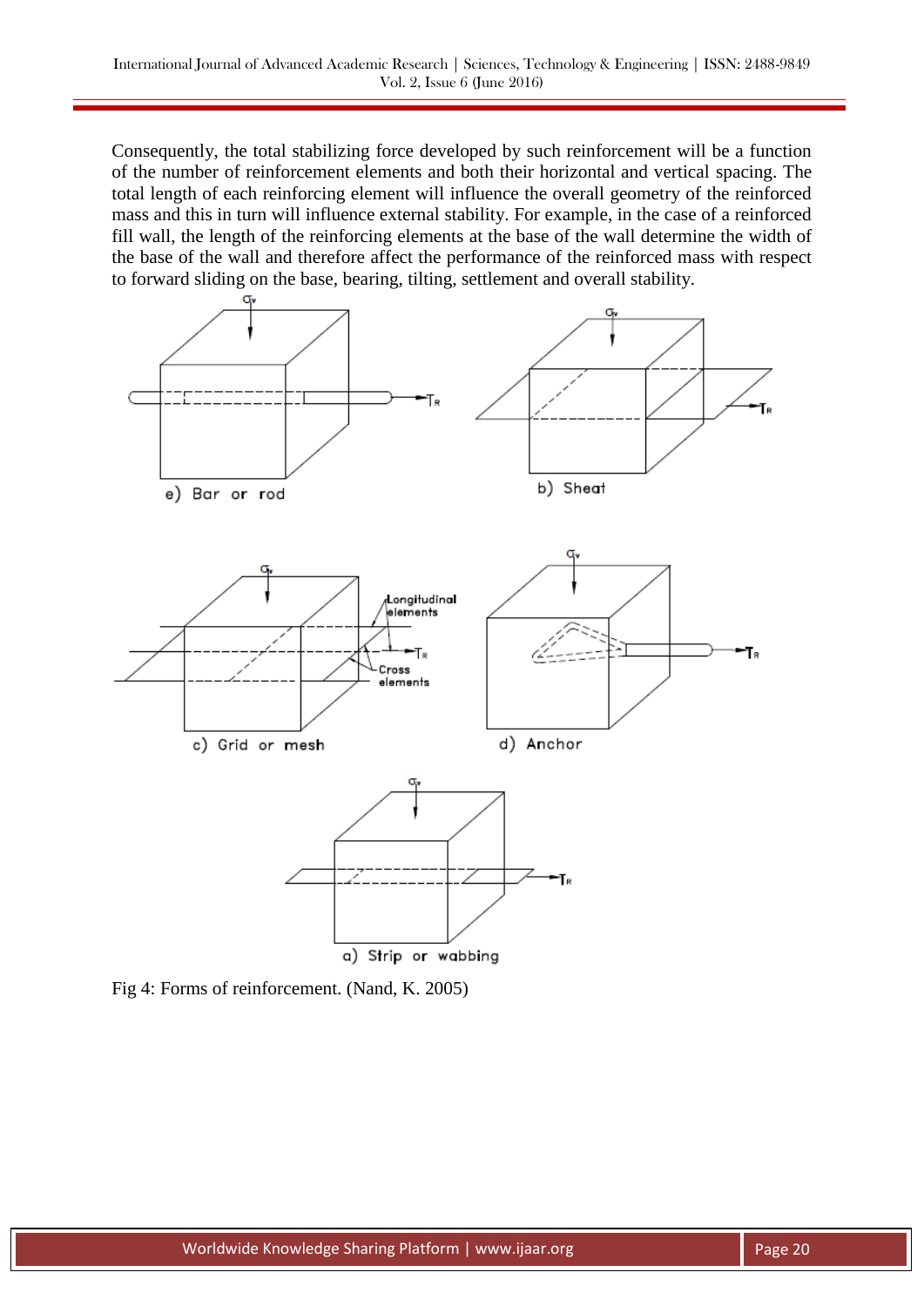Consequently, the total stabilizing force developed by such reinforcement will be a function of the number of reinforcement elements and both their horizontal and vertical spacing. The total length of each reinforcing element will influence the overall geometry of the reinforced mass and this in turn will influence external stability. For example, in the case of a reinforced fill wall, the length of the reinforcing elements at the base of the wall determine the width of the base of the wall and therefore affect the performance of the reinforced mass with respect to forward sliding on the base, bearing, tilting, settlement and overall stability.

Fig 4: Forms of reinforcement. (Nand, K. 2005)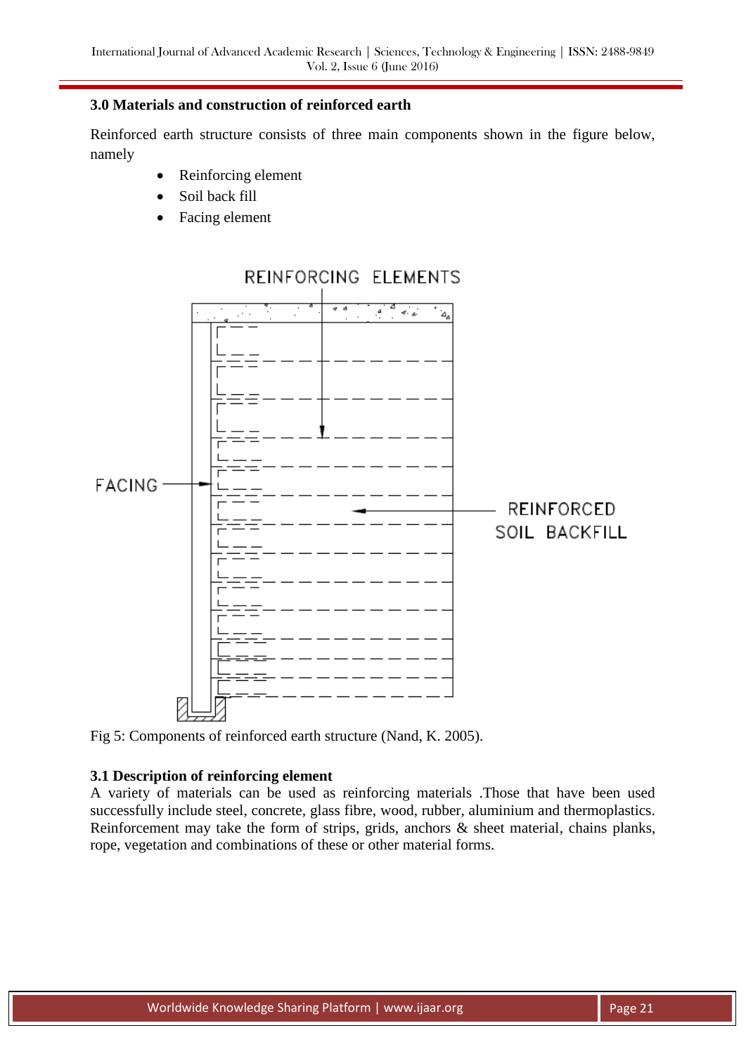### 3.0 Materials and construction of reinforced earth

Reinforced earth structure consists of three main components shown in the figure below, namely

- Reinforcing element
- Soil back fill
- Facing element

Fig 5: Components of reinforced earth structure (Nand, K. 2005).

### 3.1 Description of reinforcing element

A variety of materials can be used as reinforcing materials .Those that have been used successfully include steel, concrete, glass fibre, wood, rubber, aluminium and thermoplastics. Reinforcement may take the form of strips, grids, anchors & sheet material, chains planks, rope, vegetation and combinations of these or other material forms.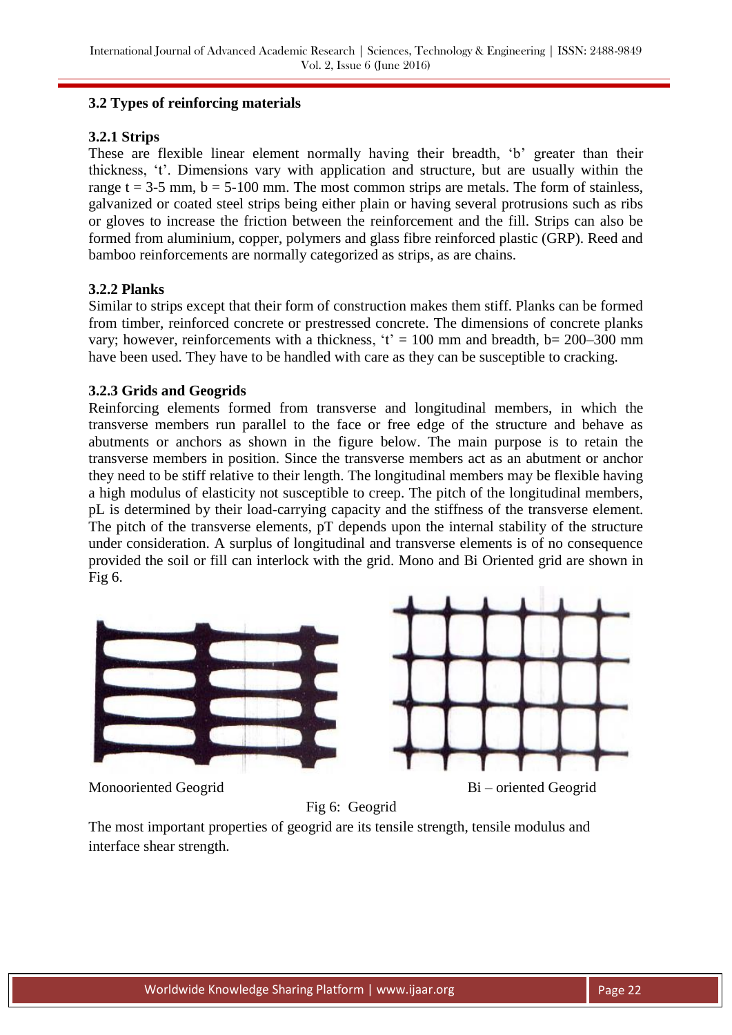### 3.2 Types of reinforcing materials

#### 3.2.1 Strips

These are flexible linear element normally having their breadth, 'b' greater than their thickness, 't'. Dimensions vary with application and structure, but are usually within the range t = 3-5 mm, b = 5-100 mm. The most common strips are metals. The form of stainless, galvanized or coated steel strips being either plain or having several protrusions such as ribs or gloves to increase the friction between the reinforcement and the fill. Strips can also be formed from aluminium, copper, polymers and glass fibre reinforced plastic (GRP). Reed and bamboo reinforcements are normally categorized as strips, as are chains.

#### 3.2.2 Planks

Similar to strips except that their form of construction makes them stiff. Planks can be formed from timber, reinforced concrete or prestressed concrete. The dimensions of concrete planks vary; however, reinforcements with a thickness, 't' = 100 mm and breadth, b= 200–300 mm have been used. They have to be handled with care as they can be susceptible to cracking.

#### 3.2.3 Grids and Geogrids

Reinforcing elements formed from transverse and longitudinal members, in which the transverse members run parallel to the face or free edge of the structure and behave as abutments or anchors as shown in the figure below. The main purpose is to retain the transverse members in position. Since the transverse members act as an abutment or anchor they need to be stiff relative to their length. The longitudinal members may be flexible having a high modulus of elasticity not susceptible to creep. The pitch of the longitudinal members, pL is determined by their load-carrying capacity and the stiffness of the transverse element. The pitch of the transverse elements, pT depends upon the internal stability of the structure under consideration. A surplus of longitudinal and transverse elements is of no consequence provided the soil or fill can interlock with the grid. Mono and Bi Oriented grid are shown in Fig 6.

Monooriented Geogrid — Bi – oriented Geogrid

Fig 6: Geogrid

The most important properties of geogrid are its tensile strength, tensile modulus and interface shear strength.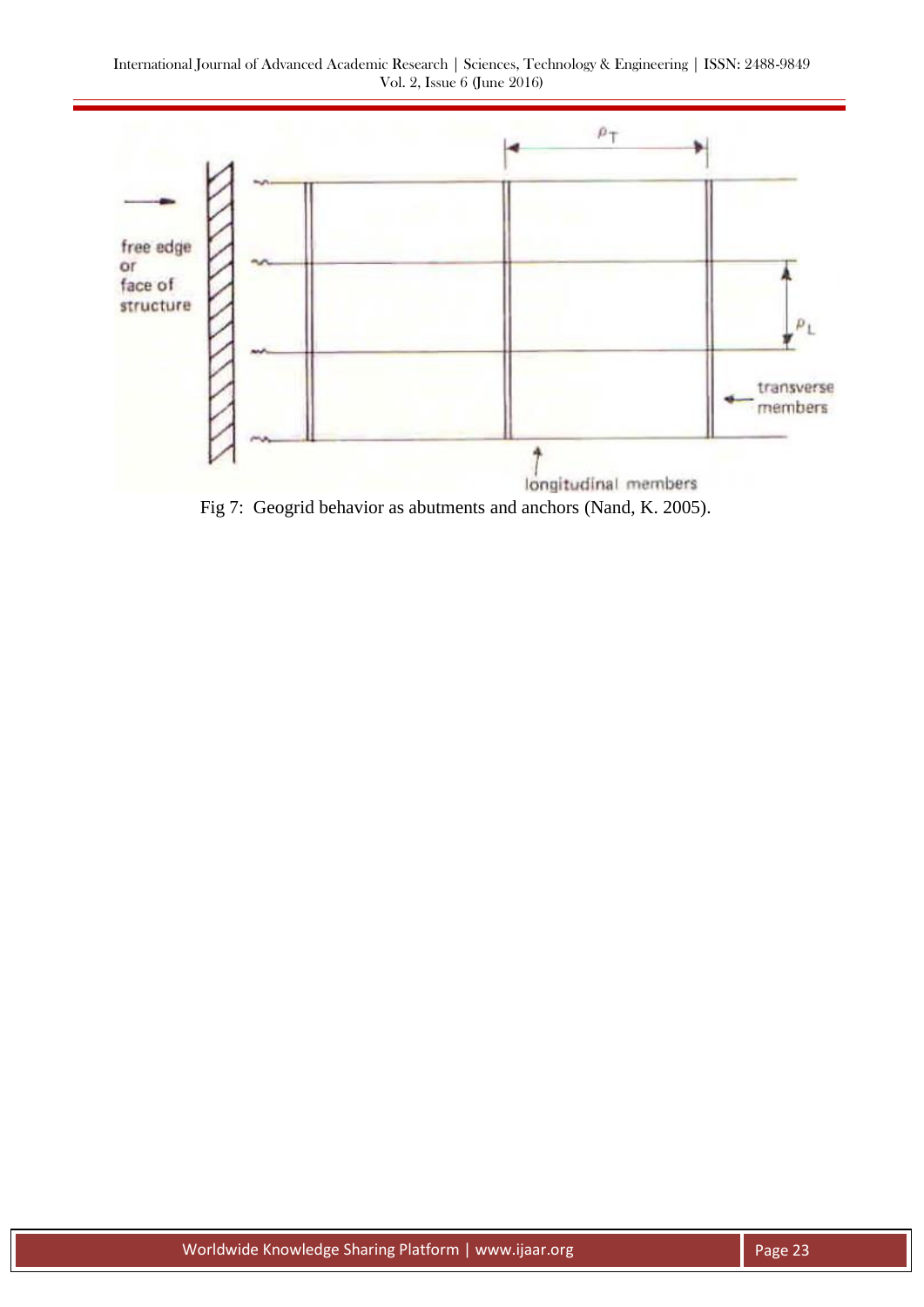Fig 7: Geogrid behavior as abutments and anchors (Nand, K. 2005).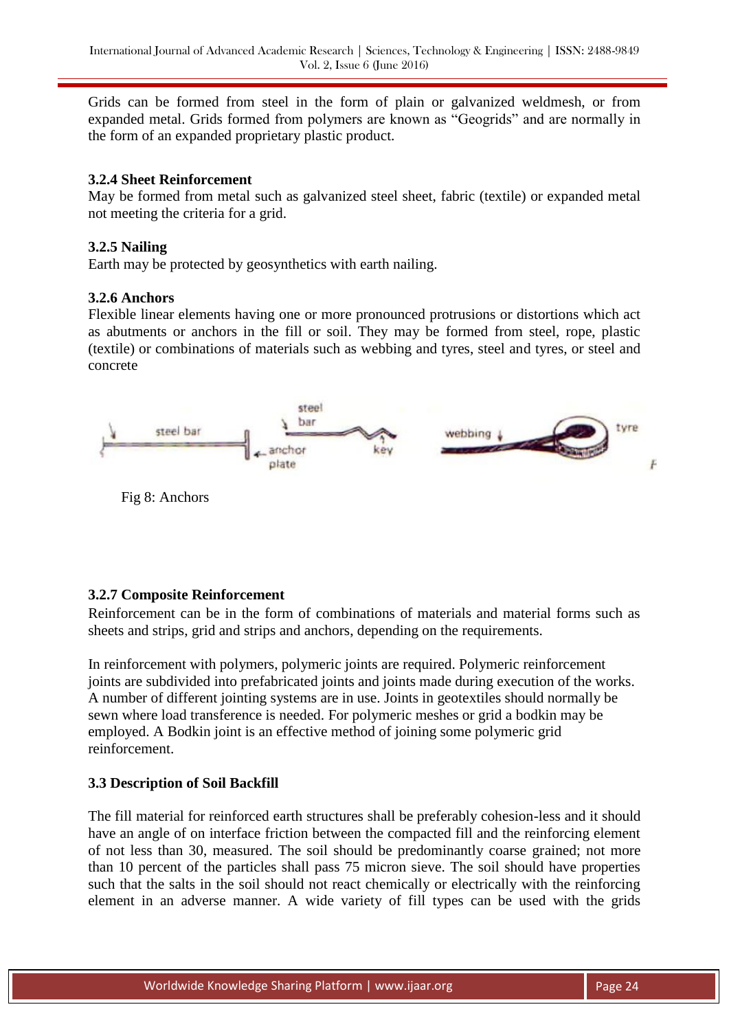Grids can be formed from steel in the form of plain or galvanized weldmesh, or from expanded metal. Grids formed from polymers are known as "Geogrids" and are normally in the form of an expanded proprietary plastic product.

### 3.2.4 Sheet Reinforcement

May be formed from metal such as galvanized steel sheet, fabric (textile) or expanded metal not meeting the criteria for a grid.

### 3.2.5 Nailing

Earth may be protected by geosynthetics with earth nailing.

### 3.2.6 Anchors

Flexible linear elements having one or more pronounced protrusions or distortions which act as abutments or anchors in the fill or soil. They may be formed from steel, rope, plastic (textile) or combinations of materials such as webbing and tyres, steel and tyres, or steel and concrete

Fig 8: Anchors

### 3.2.7 Composite Reinforcement

Reinforcement can be in the form of combinations of materials and material forms such as sheets and strips, grid and strips and anchors, depending on the requirements.

In reinforcement with polymers, polymeric joints are required. Polymeric reinforcement joints are subdivided into prefabricated joints and joints made during execution of the works. A number of different jointing systems are in use. Joints in geotextiles should normally be sewn where load transference is needed. For polymeric meshes or grid a bodkin may be employed. A Bodkin joint is an effective method of joining some polymeric grid reinforcement.

### 3.3 Description of Soil Backfill

The fill material for reinforced earth structures shall be preferably cohesion-less and it should have an angle of on interface friction between the compacted fill and the reinforcing element of not less than 30, measured. The soil should be predominantly coarse grained; not more than 10 percent of the particles shall pass 75 micron sieve. The soil should have properties such that the salts in the soil should not react chemically or electrically with the reinforcing element in an adverse manner. A wide variety of fill types can be used with the grids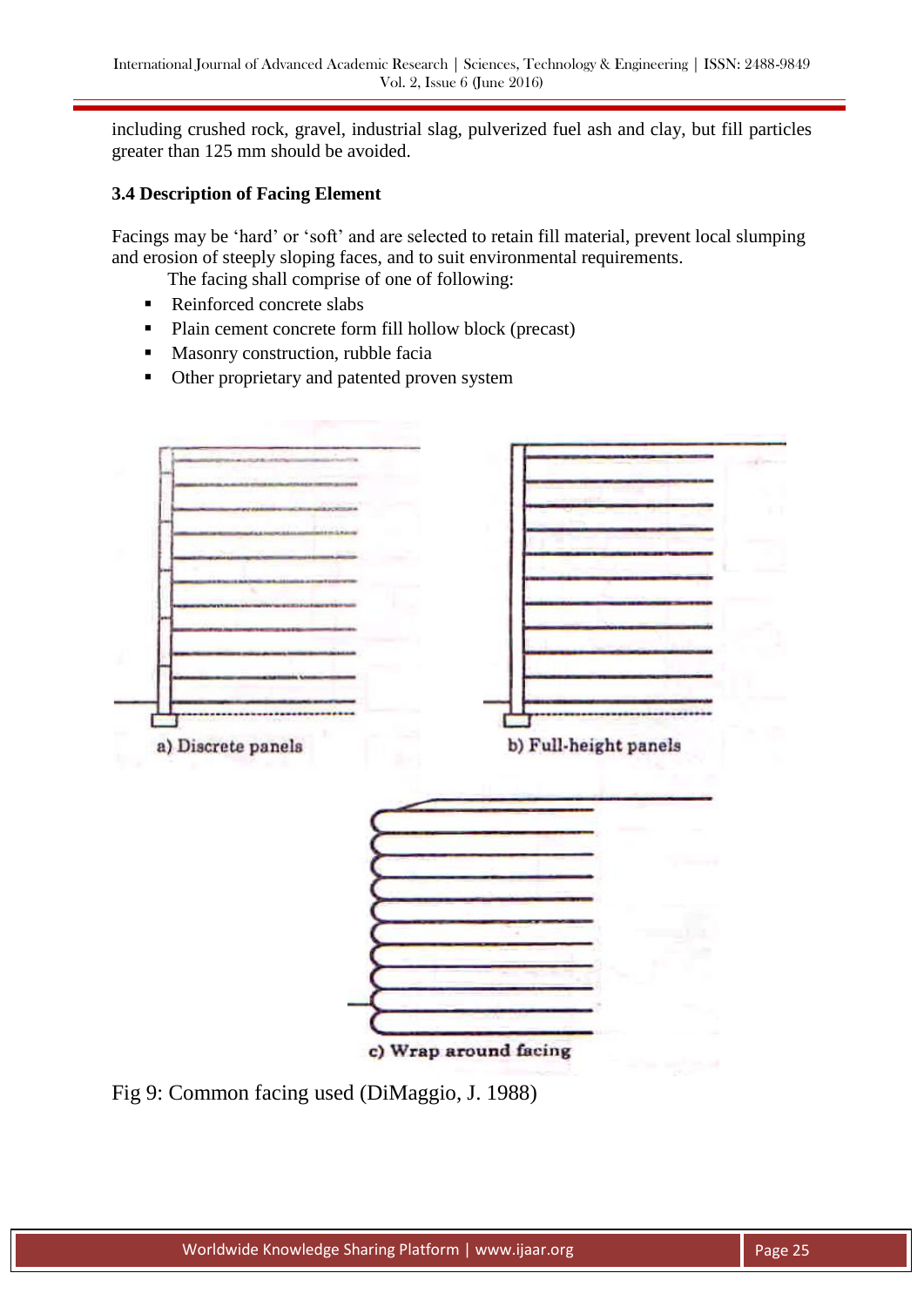including crushed rock, gravel, industrial slag, pulverized fuel ash and clay, but fill particles greater than 125 mm should be avoided.

### 3.4 Description of Facing Element

Facings may be 'hard' or 'soft' and are selected to retain fill material, prevent local slumping and erosion of steeply sloping faces, and to suit environmental requirements.

The facing shall comprise of one of following:

- Reinforced concrete slabs
- Plain cement concrete form fill hollow block (precast)
- Masonry construction, rubble facia
- Other proprietary and patented proven system

a) Discrete panels

b) Full-height panels

c) Wrap around facing

Fig 9: Common facing used (DiMaggio, J. 1988)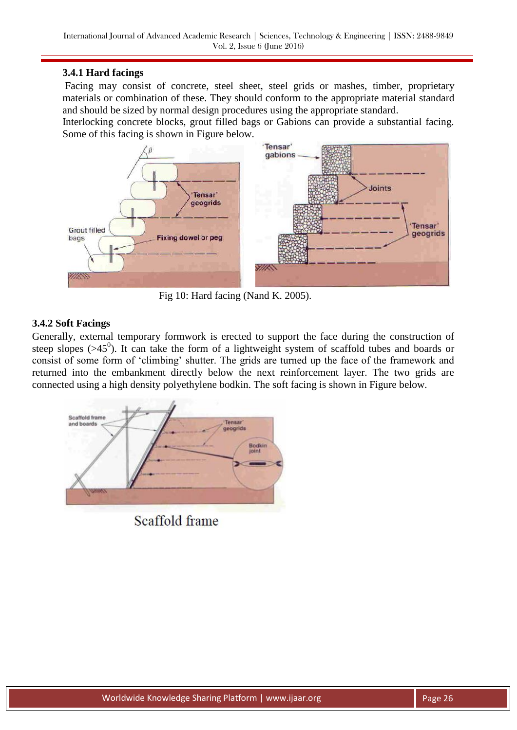### 3.4.1 Hard facings

Facing may consist of concrete, steel sheet, steel grids or mashes, timber, proprietary materials or combination of these. They should conform to the appropriate material standard and should be sized by normal design procedures using the appropriate standard.

Interlocking concrete blocks, grout filled bags or Gabions can provide a substantial facing. Some of this facing is shown in Figure below.

Fig 10: Hard facing (Nand K. 2005).

### 3.4.2 Soft Facings

Generally, external temporary formwork is erected to support the face during the construction of steep slopes (>$45^0$). It can take the form of a lightweight system of scaffold tubes and boards or consist of some form of 'climbing' shutter. The grids are turned up the face of the framework and returned into the embankment directly below the next reinforcement layer. The two grids are connected using a high density polyethylene bodkin. The soft facing is shown in Figure below.

Scaffold frame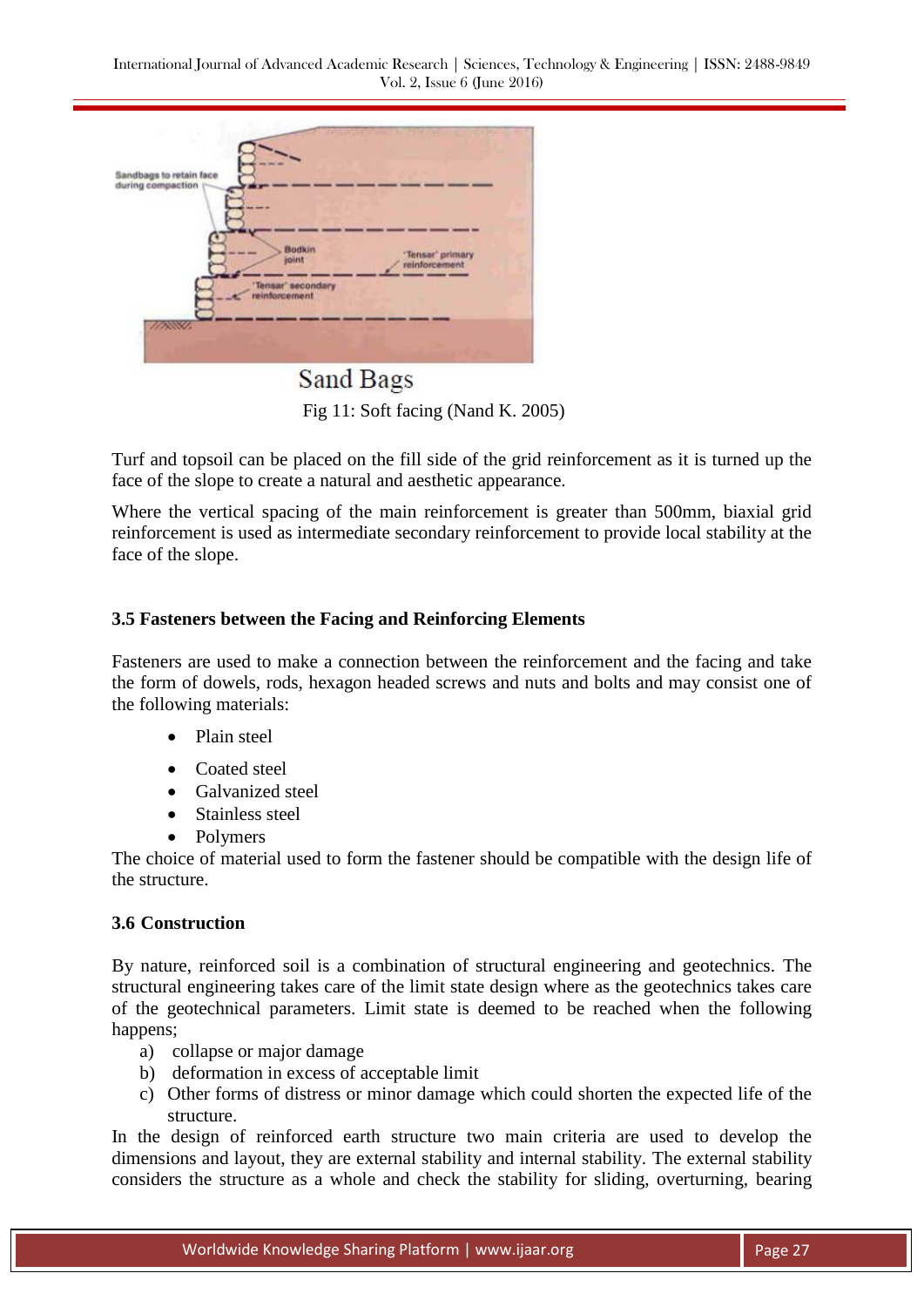Sand Bags

Fig 11: Soft facing (Nand K. 2005)

Turf and topsoil can be placed on the fill side of the grid reinforcement as it is turned up the face of the slope to create a natural and aesthetic appearance.

Where the vertical spacing of the main reinforcement is greater than 500mm, biaxial grid reinforcement is used as intermediate secondary reinforcement to provide local stability at the face of the slope.

### 3.5 Fasteners between the Facing and Reinforcing Elements

Fasteners are used to make a connection between the reinforcement and the facing and take the form of dowels, rods, hexagon headed screws and nuts and bolts and may consist one of the following materials:

- Plain steel
- Coated steel
- Galvanized steel
- Stainless steel
- Polymers

The choice of material used to form the fastener should be compatible with the design life of the structure.

### 3.6 Construction

By nature, reinforced soil is a combination of structural engineering and geotechnics. The structural engineering takes care of the limit state design where as the geotechnics takes care of the geotechnical parameters. Limit state is deemed to be reached when the following happens;

a) collapse or major damage
b) deformation in excess of acceptable limit
c) Other forms of distress or minor damage which could shorten the expected life of the structure.

In the design of reinforced earth structure two main criteria are used to develop the dimensions and layout, they are external stability and internal stability. The external stability considers the structure as a whole and check the stability for sliding, overturning, bearing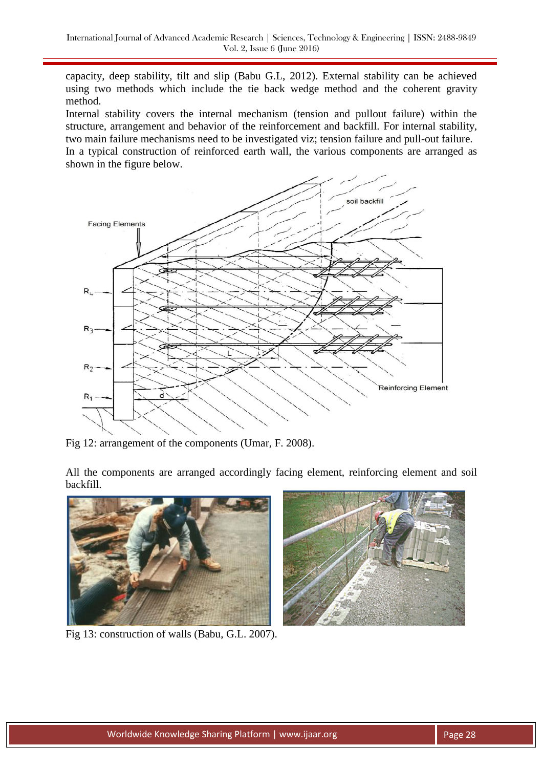capacity, deep stability, tilt and slip (Babu G.L, 2012). External stability can be achieved using two methods which include the tie back wedge method and the coherent gravity method.

Internal stability covers the internal mechanism (tension and pullout failure) within the structure, arrangement and behavior of the reinforcement and backfill. For internal stability, two main failure mechanisms need to be investigated viz; tension failure and pull-out failure.

In a typical construction of reinforced earth wall, the various components are arranged as shown in the figure below.

Fig 12: arrangement of the components (Umar, F. 2008).

All the components are arranged accordingly facing element, reinforcing element and soil backfill.

Fig 13: construction of walls (Babu, G.L. 2007).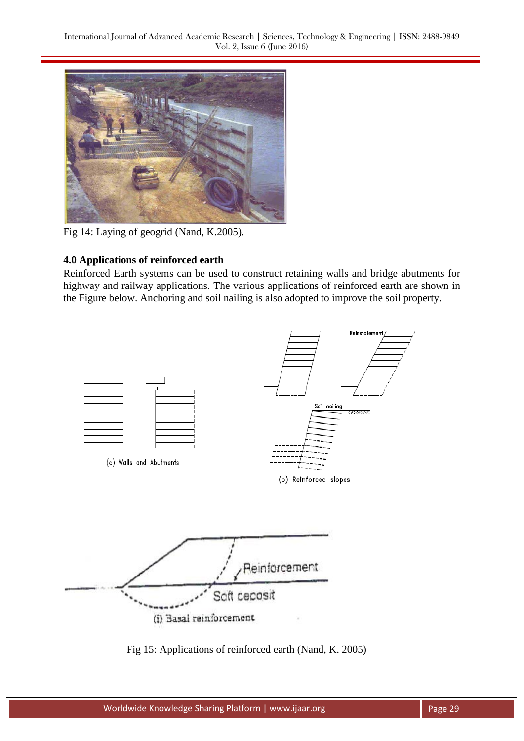Fig 14: Laying of geogrid (Nand, K.2005).

### 4.0 Applications of reinforced earth

Reinforced Earth systems can be used to construct retaining walls and bridge abutments for highway and railway applications. The various applications of reinforced earth are shown in the Figure below. Anchoring and soil nailing is also adopted to improve the soil property.

Fig 15: Applications of reinforced earth (Nand, K. 2005)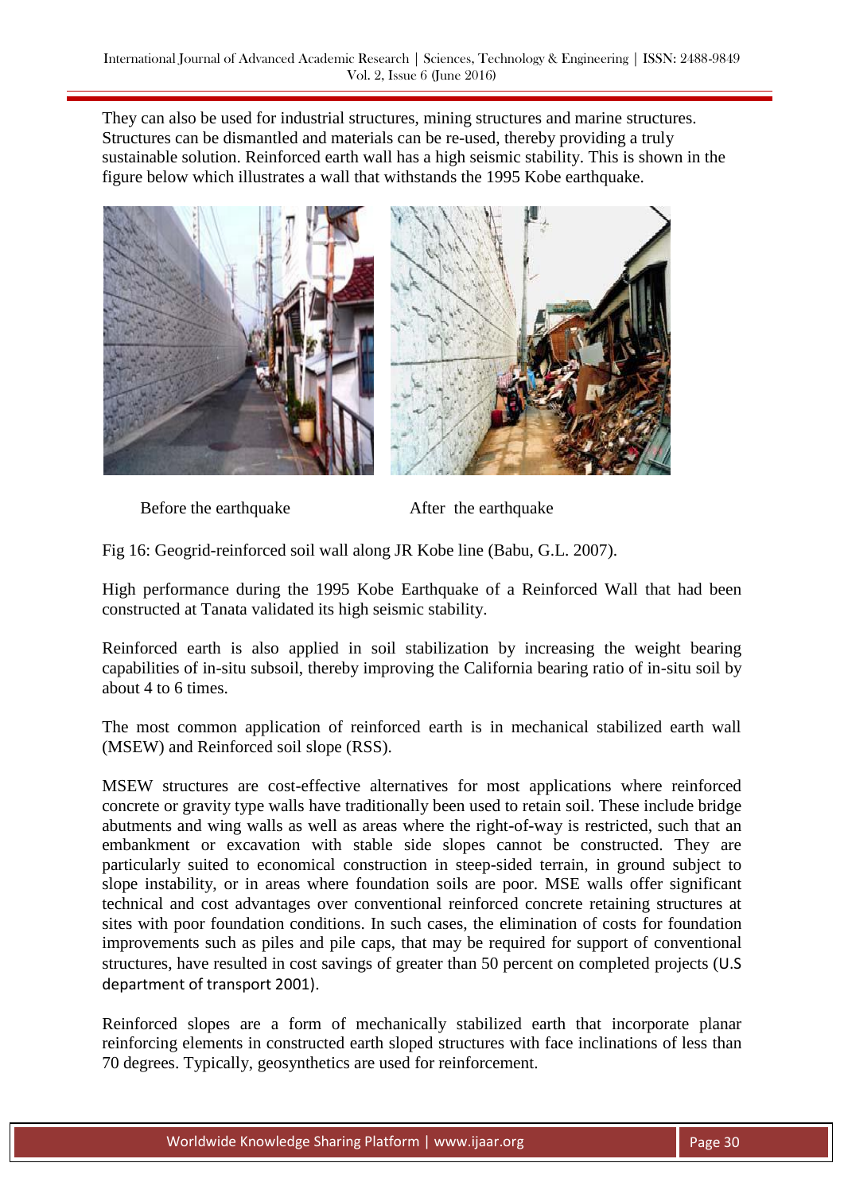They can also be used for industrial structures, mining structures and marine structures. Structures can be dismantled and materials can be re-used, thereby providing a truly sustainable solution. Reinforced earth wall has a high seismic stability. This is shown in the figure below which illustrates a wall that withstands the 1995 Kobe earthquake.

Before the earthquake After the earthquake

Fig 16: Geogrid-reinforced soil wall along JR Kobe line (Babu, G.L. 2007).

High performance during the 1995 Kobe Earthquake of a Reinforced Wall that had been constructed at Tanata validated its high seismic stability.

Reinforced earth is also applied in soil stabilization by increasing the weight bearing capabilities of in-situ subsoil, thereby improving the California bearing ratio of in-situ soil by about 4 to 6 times.

The most common application of reinforced earth is in mechanical stabilized earth wall (MSEW) and Reinforced soil slope (RSS).

MSEW structures are cost-effective alternatives for most applications where reinforced concrete or gravity type walls have traditionally been used to retain soil. These include bridge abutments and wing walls as well as areas where the right-of-way is restricted, such that an embankment or excavation with stable side slopes cannot be constructed. They are particularly suited to economical construction in steep-sided terrain, in ground subject to slope instability, or in areas where foundation soils are poor. MSE walls offer significant technical and cost advantages over conventional reinforced concrete retaining structures at sites with poor foundation conditions. In such cases, the elimination of costs for foundation improvements such as piles and pile caps, that may be required for support of conventional structures, have resulted in cost savings of greater than 50 percent on completed projects (U.S department of transport 2001).

Reinforced slopes are a form of mechanically stabilized earth that incorporate planar reinforcing elements in constructed earth sloped structures with face inclinations of less than 70 degrees. Typically, geosynthetics are used for reinforcement.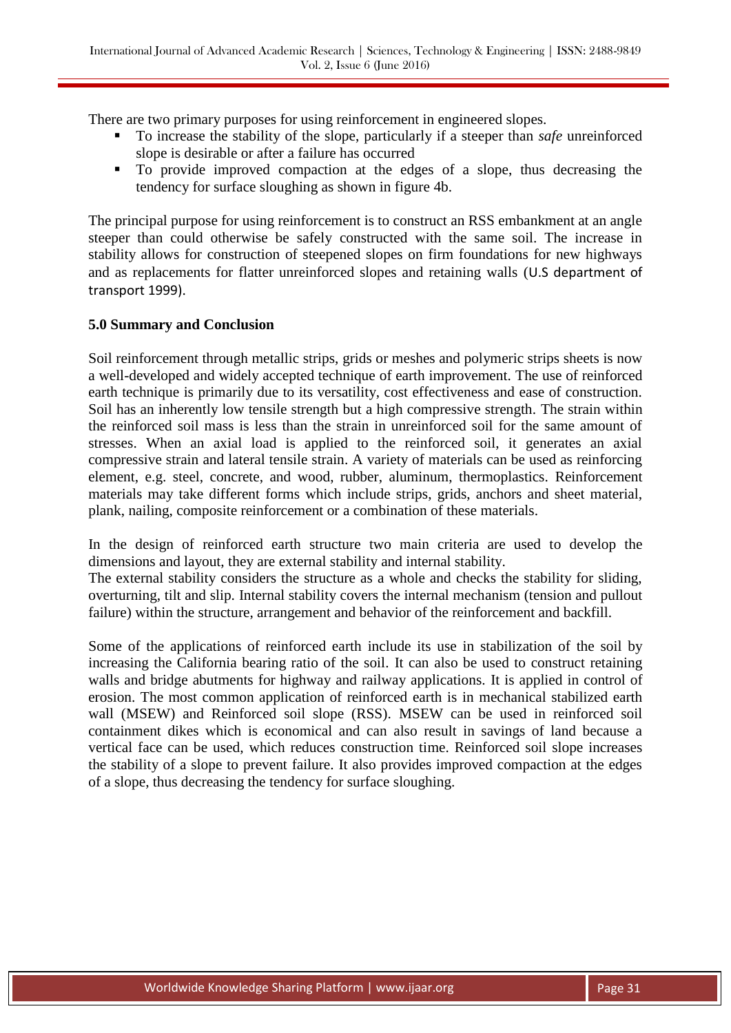There are two primary purposes for using reinforcement in engineered slopes.

- To increase the stability of the slope, particularly if a steeper than *safe* unreinforced slope is desirable or after a failure has occurred
- To provide improved compaction at the edges of a slope, thus decreasing the tendency for surface sloughing as shown in figure 4b.

The principal purpose for using reinforcement is to construct an RSS embankment at an angle steeper than could otherwise be safely constructed with the same soil. The increase in stability allows for construction of steepened slopes on firm foundations for new highways and as replacements for flatter unreinforced slopes and retaining walls (U.S department of transport 1999).

## 5.0 Summary and Conclusion

Soil reinforcement through metallic strips, grids or meshes and polymeric strips sheets is now a well-developed and widely accepted technique of earth improvement. The use of reinforced earth technique is primarily due to its versatility, cost effectiveness and ease of construction. Soil has an inherently low tensile strength but a high compressive strength. The strain within the reinforced soil mass is less than the strain in unreinforced soil for the same amount of stresses. When an axial load is applied to the reinforced soil, it generates an axial compressive strain and lateral tensile strain. A variety of materials can be used as reinforcing element, e.g. steel, concrete, and wood, rubber, aluminum, thermoplastics. Reinforcement materials may take different forms which include strips, grids, anchors and sheet material, plank, nailing, composite reinforcement or a combination of these materials.

In the design of reinforced earth structure two main criteria are used to develop the dimensions and layout, they are external stability and internal stability.
The external stability considers the structure as a whole and checks the stability for sliding, overturning, tilt and slip. Internal stability covers the internal mechanism (tension and pullout failure) within the structure, arrangement and behavior of the reinforcement and backfill.

Some of the applications of reinforced earth include its use in stabilization of the soil by increasing the California bearing ratio of the soil. It can also be used to construct retaining walls and bridge abutments for highway and railway applications. It is applied in control of erosion. The most common application of reinforced earth is in mechanical stabilized earth wall (MSEW) and Reinforced soil slope (RSS). MSEW can be used in reinforced soil containment dikes which is economical and can also result in savings of land because a vertical face can be used, which reduces construction time. Reinforced soil slope increases the stability of a slope to prevent failure. It also provides improved compaction at the edges of a slope, thus decreasing the tendency for surface sloughing.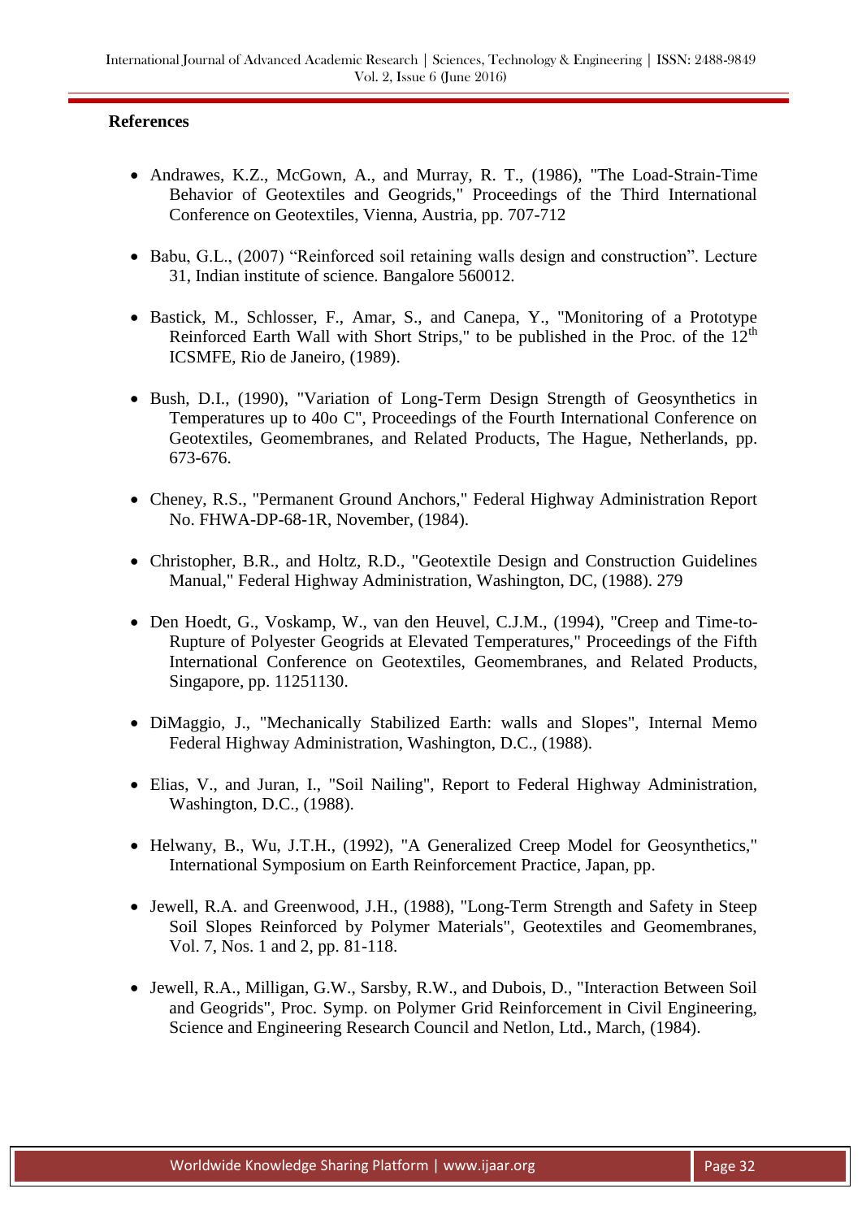**References**

- Andrawes, K.Z., McGown, A., and Murray, R. T., (1986), "The Load-Strain-Time Behavior of Geotextiles and Geogrids," Proceedings of the Third International Conference on Geotextiles, Vienna, Austria, pp. 707-712
- Babu, G.L., (2007) “Reinforced soil retaining walls design and construction”. Lecture 31, Indian institute of science. Bangalore 560012.
- Bastick, M., Schlosser, F., Amar, S., and Canepa, Y., "Monitoring of a Prototype Reinforced Earth Wall with Short Strips," to be published in the Proc. of the 12th ICSMFE, Rio de Janeiro, (1989).
- Bush, D.I., (1990), "Variation of Long-Term Design Strength of Geosynthetics in Temperatures up to 40o C", Proceedings of the Fourth International Conference on Geotextiles, Geomembranes, and Related Products, The Hague, Netherlands, pp. 673-676.
- Cheney, R.S., "Permanent Ground Anchors," Federal Highway Administration Report No. FHWA-DP-68-1R, November, (1984).
- Christopher, B.R., and Holtz, R.D., "Geotextile Design and Construction Guidelines Manual," Federal Highway Administration, Washington, DC, (1988). 279
- Den Hoedt, G., Voskamp, W., van den Heuvel, C.J.M., (1994), "Creep and Time-to-Rupture of Polyester Geogrids at Elevated Temperatures," Proceedings of the Fifth International Conference on Geotextiles, Geomembranes, and Related Products, Singapore, pp. 11251130.
- DiMaggio, J., "Mechanically Stabilized Earth: walls and Slopes", Internal Memo Federal Highway Administration, Washington, D.C., (1988).
- Elias, V., and Juran, I., "Soil Nailing", Report to Federal Highway Administration, Washington, D.C., (1988).
- Helwany, B., Wu, J.T.H., (1992), "A Generalized Creep Model for Geosynthetics," International Symposium on Earth Reinforcement Practice, Japan, pp.
- Jewell, R.A. and Greenwood, J.H., (1988), "Long-Term Strength and Safety in Steep Soil Slopes Reinforced by Polymer Materials", Geotextiles and Geomembranes, Vol. 7, Nos. 1 and 2, pp. 81-118.
- Jewell, R.A., Milligan, G.W., Sarsby, R.W., and Dubois, D., "Interaction Between Soil and Geogrids", Proc. Symp. on Polymer Grid Reinforcement in Civil Engineering, Science and Engineering Research Council and Netlon, Ltd., March, (1984).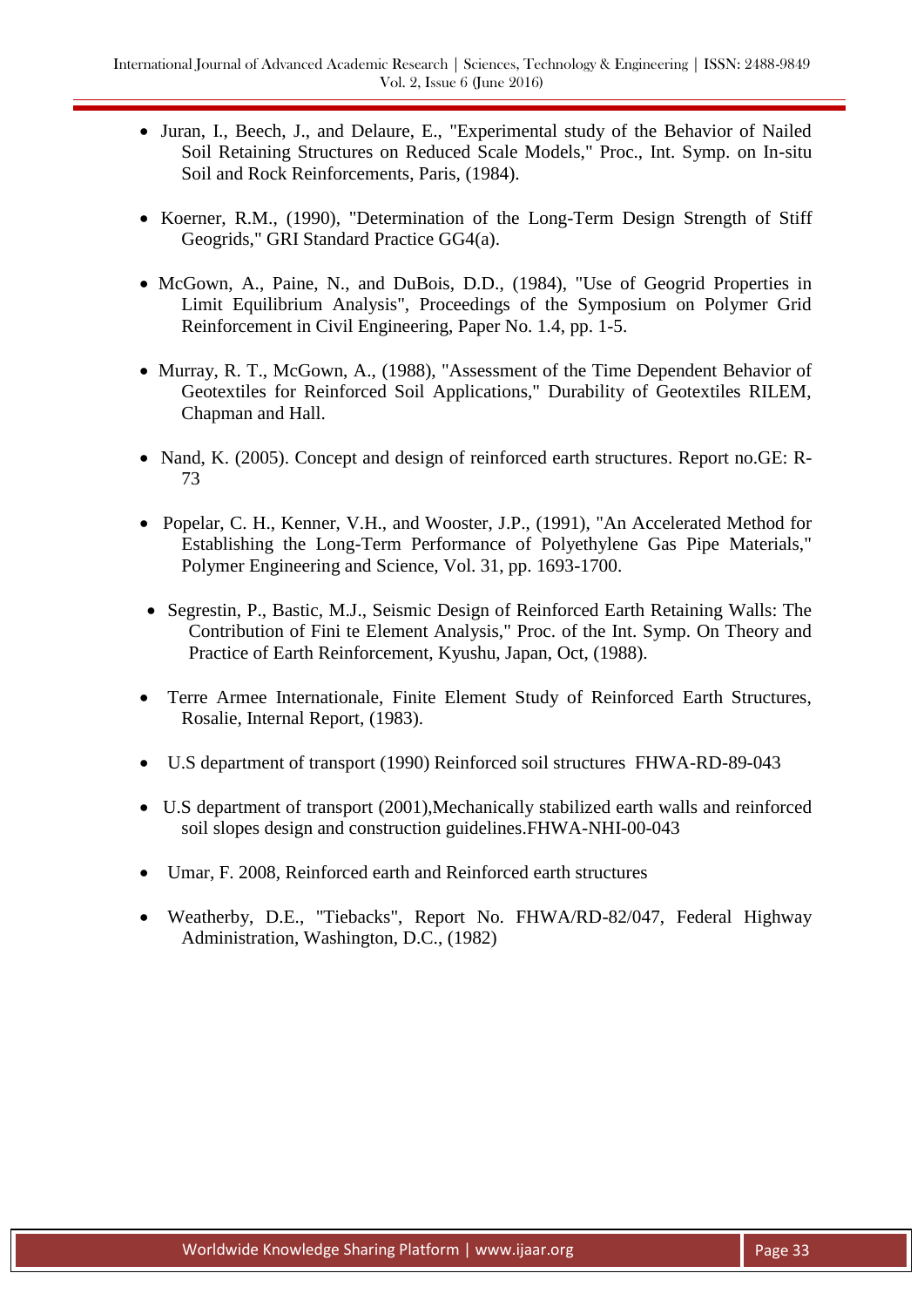- Juran, I., Beech, J., and Delaure, E., "Experimental study of the Behavior of Nailed Soil Retaining Structures on Reduced Scale Models," Proc., Int. Symp. on In-situ Soil and Rock Reinforcements, Paris, (1984).

- Koerner, R.M., (1990), "Determination of the Long-Term Design Strength of Stiff Geogrids," GRI Standard Practice GG4(a).

- McGown, A., Paine, N., and DuBois, D.D., (1984), "Use of Geogrid Properties in Limit Equilibrium Analysis", Proceedings of the Symposium on Polymer Grid Reinforcement in Civil Engineering, Paper No. 1.4, pp. 1-5.

- Murray, R. T., McGown, A., (1988), "Assessment of the Time Dependent Behavior of Geotextiles for Reinforced Soil Applications," Durability of Geotextiles RILEM, Chapman and Hall.

- Nand, K. (2005). Concept and design of reinforced earth structures. Report no.GE: R-73

- Popelar, C. H., Kenner, V.H., and Wooster, J.P., (1991), "An Accelerated Method for Establishing the Long-Term Performance of Polyethylene Gas Pipe Materials," Polymer Engineering and Science, Vol. 31, pp. 1693-1700.

- Segrestin, P., Bastic, M.J., Seismic Design of Reinforced Earth Retaining Walls: The Contribution of Fini te Element Analysis," Proc. of the Int. Symp. On Theory and Practice of Earth Reinforcement, Kyushu, Japan, Oct, (1988).

- Terre Armee Internationale, Finite Element Study of Reinforced Earth Structures, Rosalie, Internal Report, (1983).

- U.S department of transport (1990) Reinforced soil structures FHWA-RD-89-043

- U.S department of transport (2001),Mechanically stabilized earth walls and reinforced soil slopes design and construction guidelines.FHWA-NHI-00-043

- Umar, F. 2008, Reinforced earth and Reinforced earth structures

- Weatherby, D.E., "Tiebacks", Report No. FHWA/RD-82/047, Federal Highway Administration, Washington, D.C., (1982)